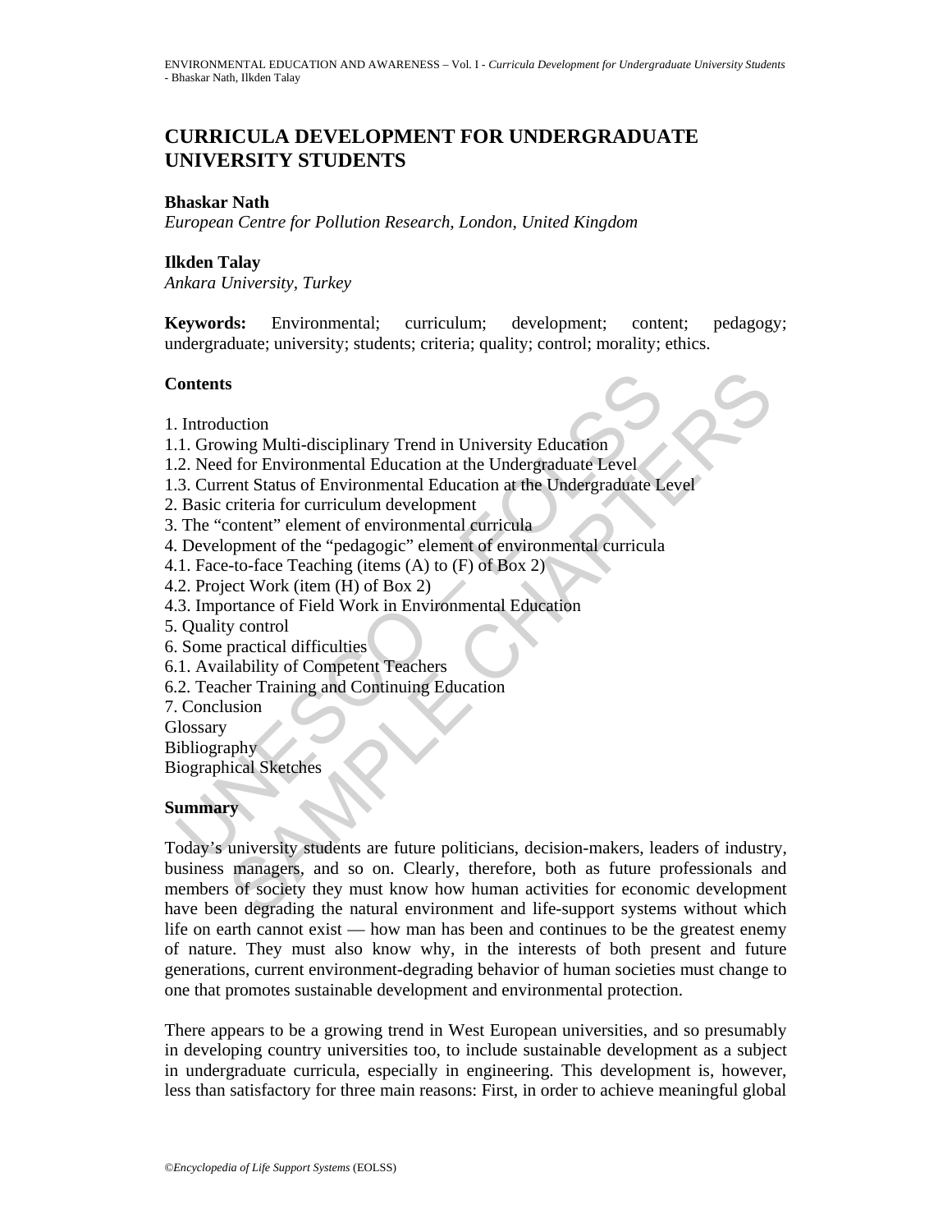# CURRICULA DEVELOPMENT FOR UNDERGRADUATE UNIVERSITY STUDENTS

**Bhaskar Nath**
*European Centre for Pollution Research, London, United Kingdom*

**Ilkden Talay**
*Ankara University, Turkey*

**Keywords:** Environmental; curriculum; development; content; pedagogy; undergraduate; university; students; criteria; quality; control; morality; ethics.

## Contents

1. Introduction
1.1. Growing Multi-disciplinary Trend in University Education
1.2. Need for Environmental Education at the Undergraduate Level
1.3. Current Status of Environmental Education at the Undergraduate Level
2. Basic criteria for curriculum development
3. The "content" element of environmental curricula
4. Development of the "pedagogic" element of environmental curricula
4.1. Face-to-face Teaching (items (A) to (F) of Box 2)
4.2. Project Work (item (H) of Box 2)
4.3. Importance of Field Work in Environmental Education
5. Quality control
6. Some practical difficulties
6.1. Availability of Competent Teachers
6.2. Teacher Training and Continuing Education
7. Conclusion
Glossary
Bibliography
Biographical Sketches

## Summary

Today's university students are future politicians, decision-makers, leaders of industry, business managers, and so on. Clearly, therefore, both as future professionals and members of society they must know how human activities for economic development have been degrading the natural environment and life-support systems without which life on earth cannot exist — how man has been and continues to be the greatest enemy of nature. They must also know why, in the interests of both present and future generations, current environment-degrading behavior of human societies must change to one that promotes sustainable development and environmental protection.

There appears to be a growing trend in West European universities, and so presumably in developing country universities too, to include sustainable development as a subject in undergraduate curricula, especially in engineering. This development is, however, less than satisfactory for three main reasons: First, in order to achieve meaningful global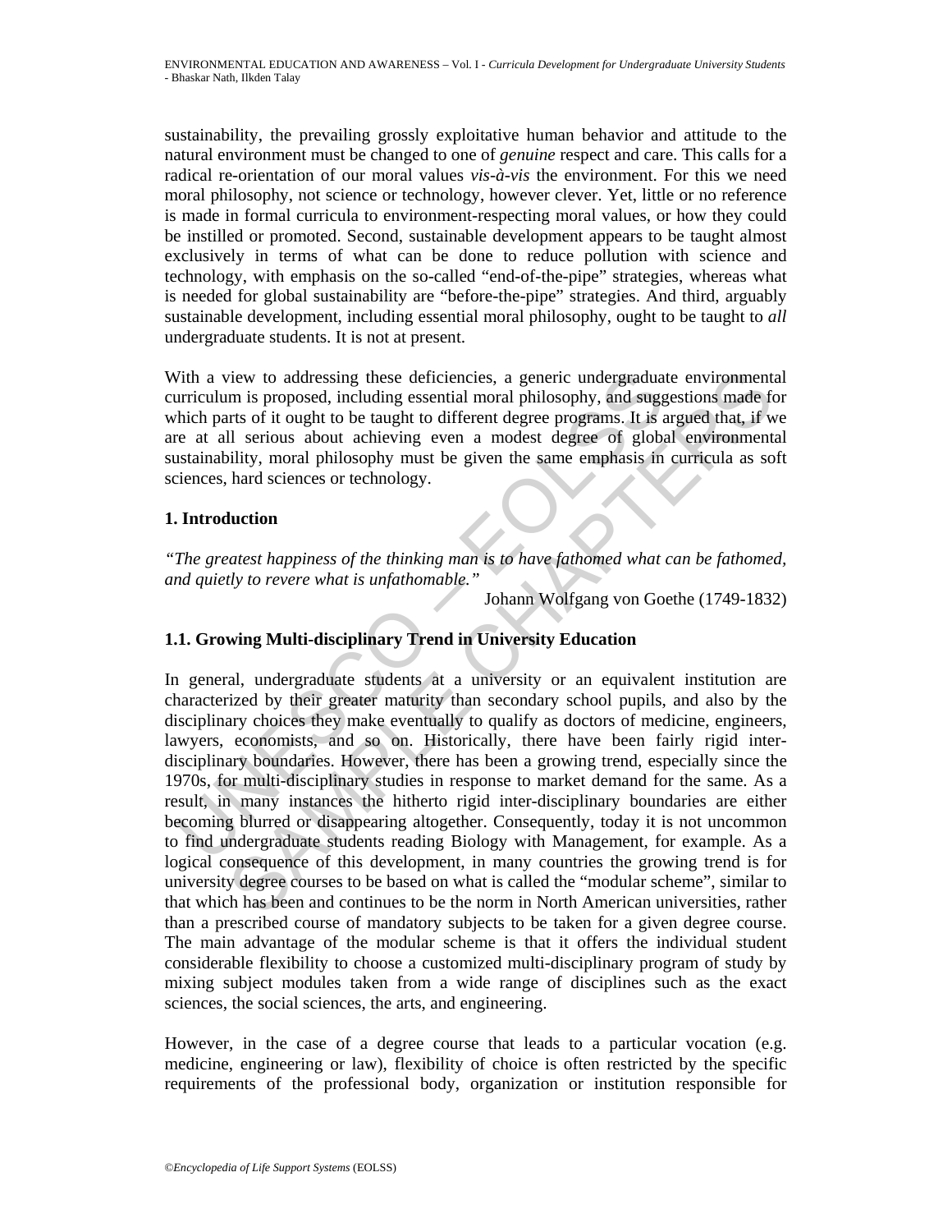sustainability, the prevailing grossly exploitative human behavior and attitude to the natural environment must be changed to one of *genuine* respect and care. This calls for a radical re-orientation of our moral values *vis-à-vis* the environment. For this we need moral philosophy, not science or technology, however clever. Yet, little or no reference is made in formal curricula to environment-respecting moral values, or how they could be instilled or promoted. Second, sustainable development appears to be taught almost exclusively in terms of what can be done to reduce pollution with science and technology, with emphasis on the so-called "end-of-the-pipe" strategies, whereas what is needed for global sustainability are "before-the-pipe" strategies. And third, arguably sustainable development, including essential moral philosophy, ought to be taught to *all* undergraduate students. It is not at present.

With a view to addressing these deficiencies, a generic undergraduate environmental curriculum is proposed, including essential moral philosophy, and suggestions made for which parts of it ought to be taught to different degree programs. It is argued that, if we are at all serious about achieving even a modest degree of global environmental sustainability, moral philosophy must be given the same emphasis in curricula as soft sciences, hard sciences or technology.

## 1. Introduction

*"The greatest happiness of the thinking man is to have fathomed what can be fathomed, and quietly to revere what is unfathomable."*

Johann Wolfgang von Goethe (1749-1832)

### 1.1. Growing Multi-disciplinary Trend in University Education

In general, undergraduate students at a university or an equivalent institution are characterized by their greater maturity than secondary school pupils, and also by the disciplinary choices they make eventually to qualify as doctors of medicine, engineers, lawyers, economists, and so on. Historically, there have been fairly rigid inter-disciplinary boundaries. However, there has been a growing trend, especially since the 1970s, for multi-disciplinary studies in response to market demand for the same. As a result, in many instances the hitherto rigid inter-disciplinary boundaries are either becoming blurred or disappearing altogether. Consequently, today it is not uncommon to find undergraduate students reading Biology with Management, for example. As a logical consequence of this development, in many countries the growing trend is for university degree courses to be based on what is called the "modular scheme", similar to that which has been and continues to be the norm in North American universities, rather than a prescribed course of mandatory subjects to be taken for a given degree course. The main advantage of the modular scheme is that it offers the individual student considerable flexibility to choose a customized multi-disciplinary program of study by mixing subject modules taken from a wide range of disciplines such as the exact sciences, the social sciences, the arts, and engineering.

However, in the case of a degree course that leads to a particular vocation (e.g. medicine, engineering or law), flexibility of choice is often restricted by the specific requirements of the professional body, organization or institution responsible for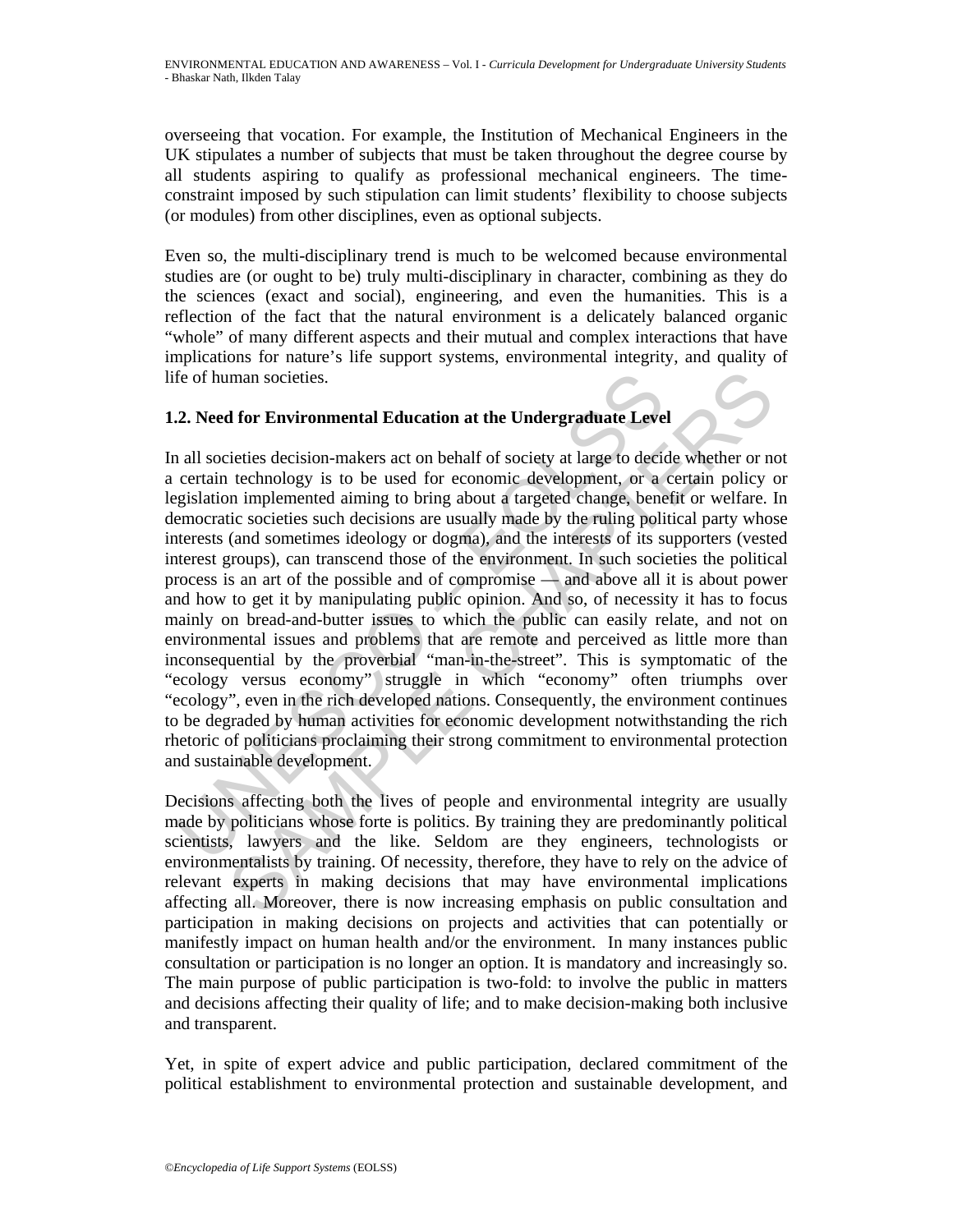overseeing that vocation. For example, the Institution of Mechanical Engineers in the UK stipulates a number of subjects that must be taken throughout the degree course by all students aspiring to qualify as professional mechanical engineers. The time-constraint imposed by such stipulation can limit students' flexibility to choose subjects (or modules) from other disciplines, even as optional subjects.

Even so, the multi-disciplinary trend is much to be welcomed because environmental studies are (or ought to be) truly multi-disciplinary in character, combining as they do the sciences (exact and social), engineering, and even the humanities. This is a reflection of the fact that the natural environment is a delicately balanced organic "whole" of many different aspects and their mutual and complex interactions that have implications for nature's life support systems, environmental integrity, and quality of life of human societies.

### 1.2. Need for Environmental Education at the Undergraduate Level

In all societies decision-makers act on behalf of society at large to decide whether or not a certain technology is to be used for economic development, or a certain policy or legislation implemented aiming to bring about a targeted change, benefit or welfare. In democratic societies such decisions are usually made by the ruling political party whose interests (and sometimes ideology or dogma), and the interests of its supporters (vested interest groups), can transcend those of the environment. In such societies the political process is an art of the possible and of compromise — and above all it is about power and how to get it by manipulating public opinion. And so, of necessity it has to focus mainly on bread-and-butter issues to which the public can easily relate, and not on environmental issues and problems that are remote and perceived as little more than inconsequential by the proverbial "man-in-the-street". This is symptomatic of the "ecology versus economy" struggle in which "economy" often triumphs over "ecology", even in the rich developed nations. Consequently, the environment continues to be degraded by human activities for economic development notwithstanding the rich rhetoric of politicians proclaiming their strong commitment to environmental protection and sustainable development.

Decisions affecting both the lives of people and environmental integrity are usually made by politicians whose forte is politics. By training they are predominantly political scientists, lawyers and the like. Seldom are they engineers, technologists or environmentalists by training. Of necessity, therefore, they have to rely on the advice of relevant experts in making decisions that may have environmental implications affecting all. Moreover, there is now increasing emphasis on public consultation and participation in making decisions on projects and activities that can potentially or manifestly impact on human health and/or the environment. In many instances public consultation or participation is no longer an option. It is mandatory and increasingly so. The main purpose of public participation is two-fold: to involve the public in matters and decisions affecting their quality of life; and to make decision-making both inclusive and transparent.

Yet, in spite of expert advice and public participation, declared commitment of the political establishment to environmental protection and sustainable development, and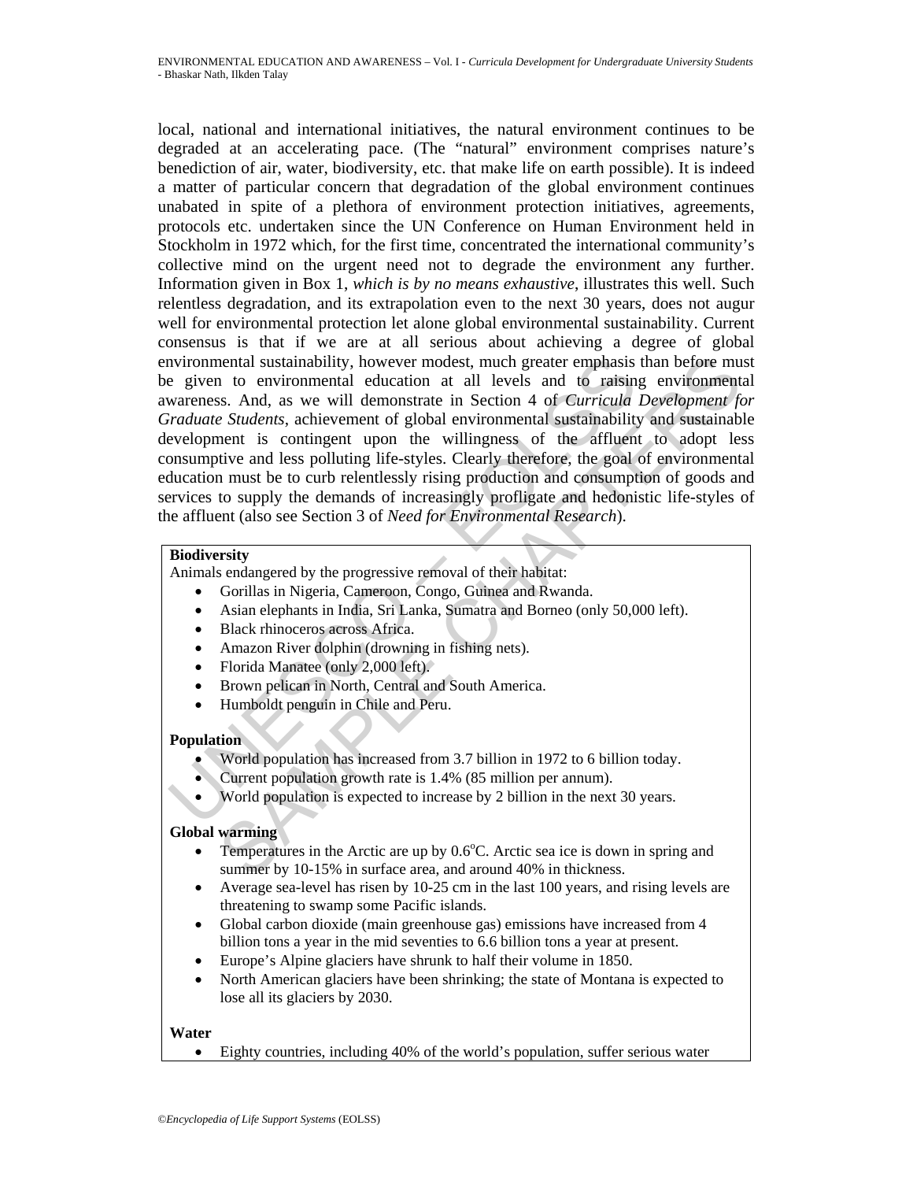local, national and international initiatives, the natural environment continues to be degraded at an accelerating pace. (The "natural" environment comprises nature's benediction of air, water, biodiversity, etc. that make life on earth possible). It is indeed a matter of particular concern that degradation of the global environment continues unabated in spite of a plethora of environment protection initiatives, agreements, protocols etc. undertaken since the UN Conference on Human Environment held in Stockholm in 1972 which, for the first time, concentrated the international community's collective mind on the urgent need not to degrade the environment any further. Information given in Box 1, *which is by no means exhaustive*, illustrates this well. Such relentless degradation, and its extrapolation even to the next 30 years, does not augur well for environmental protection let alone global environmental sustainability. Current consensus is that if we are at all serious about achieving a degree of global environmental sustainability, however modest, much greater emphasis than before must be given to environmental education at all levels and to raising environmental awareness. And, as we will demonstrate in Section 4 of *Curricula Development for Graduate Students*, achievement of global environmental sustainability and sustainable development is contingent upon the willingness of the affluent to adopt less consumptive and less polluting life-styles. Clearly therefore, the goal of environmental education must be to curb relentlessly rising production and consumption of goods and services to supply the demands of increasingly profligate and hedonistic life-styles of the affluent (also see Section 3 of *Need for Environmental Research*).

**Biodiversity**

Animals endangered by the progressive removal of their habitat:

- Gorillas in Nigeria, Cameroon, Congo, Guinea and Rwanda.
- Asian elephants in India, Sri Lanka, Sumatra and Borneo (only 50,000 left).
- Black rhinoceros across Africa.
- Amazon River dolphin (drowning in fishing nets).
- Florida Manatee (only 2,000 left).
- Brown pelican in North, Central and South America.
- Humboldt penguin in Chile and Peru.

**Population**

- World population has increased from 3.7 billion in 1972 to 6 billion today.
- Current population growth rate is 1.4% (85 million per annum).
- World population is expected to increase by 2 billion in the next 30 years.

**Global warming**

- Temperatures in the Arctic are up by 0.6°C. Arctic sea ice is down in spring and summer by 10-15% in surface area, and around 40% in thickness.
- Average sea-level has risen by 10-25 cm in the last 100 years, and rising levels are threatening to swamp some Pacific islands.
- Global carbon dioxide (main greenhouse gas) emissions have increased from 4 billion tons a year in the mid seventies to 6.6 billion tons a year at present.
- Europe's Alpine glaciers have shrunk to half their volume in 1850.
- North American glaciers have been shrinking; the state of Montana is expected to lose all its glaciers by 2030.

**Water**

- Eighty countries, including 40% of the world's population, suffer serious water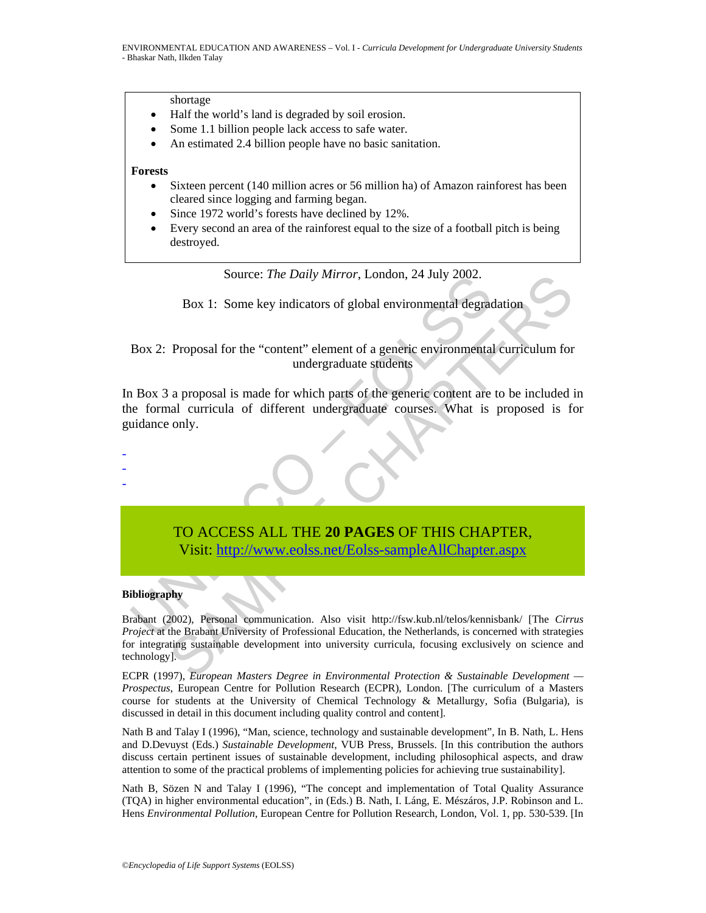shortage
- Half the world's land is degraded by soil erosion.
- Some 1.1 billion people lack access to safe water.
- An estimated 2.4 billion people have no basic sanitation.

**Forests**

- Sixteen percent (140 million acres or 56 million ha) of Amazon rainforest has been cleared since logging and farming began.
- Since 1972 world's forests have declined by 12%.
- Every second an area of the rainforest equal to the size of a football pitch is being destroyed.

Source: *The Daily Mirror*, London, 24 July 2002.

Box 1: Some key indicators of global environmental degradation

Box 2: Proposal for the "content" element of a generic environmental curriculum for undergraduate students

In Box 3 a proposal is made for which parts of the generic content are to be included in the formal curricula of different undergraduate courses. What is proposed is for guidance only.

-
-
-

TO ACCESS ALL THE **20 PAGES** OF THIS CHAPTER,
Visit: http://www.eolss.net/Eolss-sampleAllChapter.aspx

**Bibliography**

Brabant (2002), Personal communication. Also visit http://fsw.kub.nl/telos/kennisbank/ [The *Cirrus Project* at the Brabant University of Professional Education, the Netherlands, is concerned with strategies for integrating sustainable development into university curricula, focusing exclusively on science and technology].

ECPR (1997), *European Masters Degree in Environmental Protection & Sustainable Development — Prospectus*, European Centre for Pollution Research (ECPR), London. [The curriculum of a Masters course for students at the University of Chemical Technology & Metallurgy, Sofia (Bulgaria), is discussed in detail in this document including quality control and content].

Nath B and Talay I (1996), "Man, science, technology and sustainable development", In B. Nath, L. Hens and D.Devuyst (Eds.) *Sustainable Development*, VUB Press, Brussels. [In this contribution the authors discuss certain pertinent issues of sustainable development, including philosophical aspects, and draw attention to some of the practical problems of implementing policies for achieving true sustainability].

Nath B, Sözen N and Talay I (1996), "The concept and implementation of Total Quality Assurance (TQA) in higher environmental education", in (Eds.) B. Nath, I. Láng, E. Mészáros, J.P. Robinson and L. Hens *Environmental Pollution*, European Centre for Pollution Research, London, Vol. 1, pp. 530-539. [In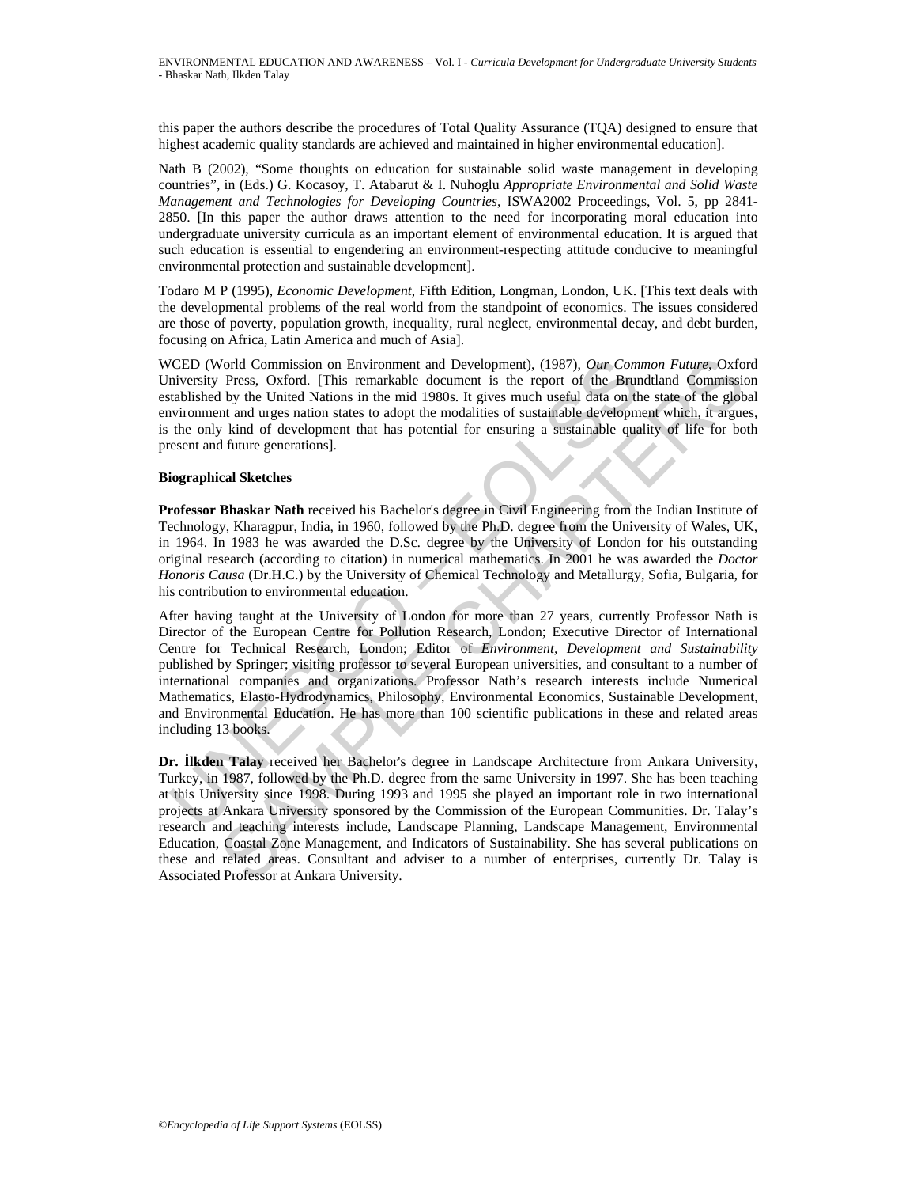this paper the authors describe the procedures of Total Quality Assurance (TQA) designed to ensure that highest academic quality standards are achieved and maintained in higher environmental education].

Nath B (2002), "Some thoughts on education for sustainable solid waste management in developing countries", in (Eds.) G. Kocasoy, T. Atabarut & I. Nuhoglu *Appropriate Environmental and Solid Waste Management and Technologies for Developing Countries*, ISWA2002 Proceedings, Vol. 5, pp 2841-2850. [In this paper the author draws attention to the need for incorporating moral education into undergraduate university curricula as an important element of environmental education. It is argued that such education is essential to engendering an environment-respecting attitude conducive to meaningful environmental protection and sustainable development].

Todaro M P (1995), *Economic Development*, Fifth Edition, Longman, London, UK. [This text deals with the developmental problems of the real world from the standpoint of economics. The issues considered are those of poverty, population growth, inequality, rural neglect, environmental decay, and debt burden, focusing on Africa, Latin America and much of Asia].

WCED (World Commission on Environment and Development), (1987), *Our Common Future*, Oxford University Press, Oxford. [This remarkable document is the report of the Brundtland Commission established by the United Nations in the mid 1980s. It gives much useful data on the state of the global environment and urges nation states to adopt the modalities of sustainable development which, it argues, is the only kind of development that has potential for ensuring a sustainable quality of life for both present and future generations].

**Biographical Sketches**

**Professor Bhaskar Nath** received his Bachelor's degree in Civil Engineering from the Indian Institute of Technology, Kharagpur, India, in 1960, followed by the Ph.D. degree from the University of Wales, UK, in 1964. In 1983 he was awarded the D.Sc. degree by the University of London for his outstanding original research (according to citation) in numerical mathematics. In 2001 he was awarded the *Doctor Honoris Causa* (Dr.H.C.) by the University of Chemical Technology and Metallurgy, Sofia, Bulgaria, for his contribution to environmental education.

After having taught at the University of London for more than 27 years, currently Professor Nath is Director of the European Centre for Pollution Research, London; Executive Director of International Centre for Technical Research, London; Editor of *Environment, Development and Sustainability* published by Springer; visiting professor to several European universities, and consultant to a number of international companies and organizations. Professor Nath's research interests include Numerical Mathematics, Elasto-Hydrodynamics, Philosophy, Environmental Economics, Sustainable Development, and Environmental Education. He has more than 100 scientific publications in these and related areas including 13 books.

**Dr. İlkden Talay** received her Bachelor's degree in Landscape Architecture from Ankara University, Turkey, in 1987, followed by the Ph.D. degree from the same University in 1997. She has been teaching at this University since 1998. During 1993 and 1995 she played an important role in two international projects at Ankara University sponsored by the Commission of the European Communities. Dr. Talay's research and teaching interests include, Landscape Planning, Landscape Management, Environmental Education, Coastal Zone Management, and Indicators of Sustainability. She has several publications on these and related areas. Consultant and adviser to a number of enterprises, currently Dr. Talay is Associated Professor at Ankara University.